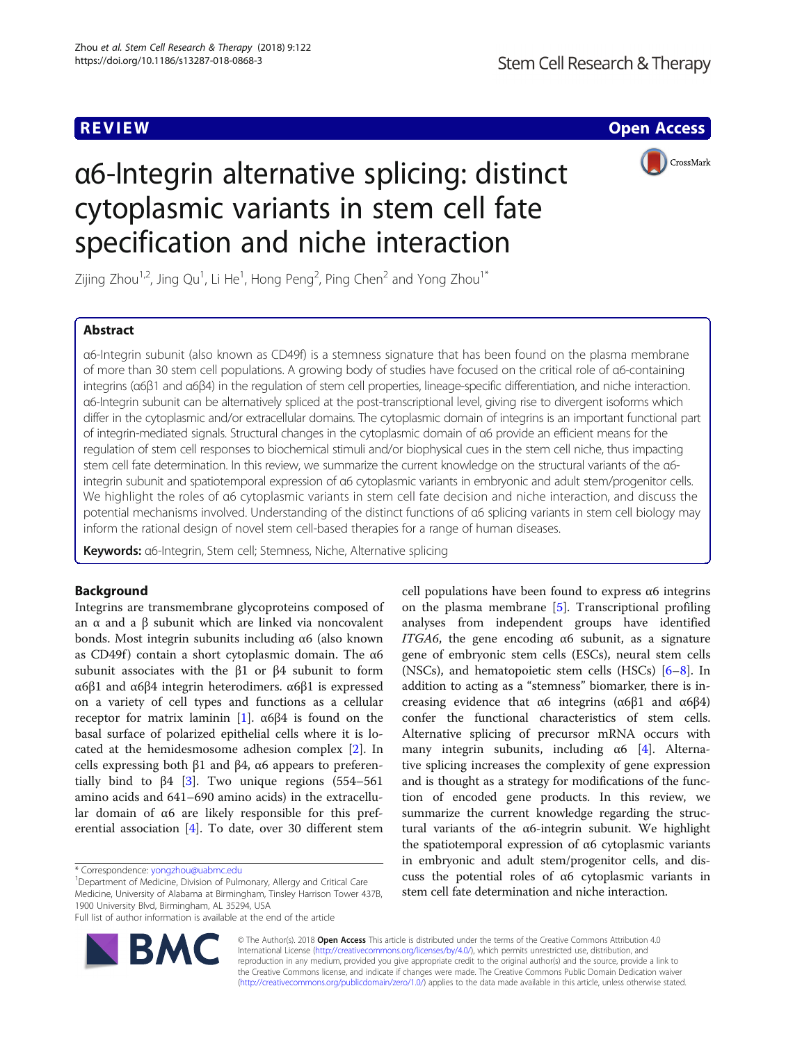REVIEW

Open Access

# α6-Integrin alternative splicing: distinct cytoplasmic variants in stem cell fate specification and niche interaction

Zijing Zhou[1,2], Jing Qu[1], Li He[1], Hong Peng[2], Ping Chen[2] and Yong Zhou[1*]

## Abstract

α6-Integrin subunit (also known as CD49f) is a stemness signature that has been found on the plasma membrane of more than 30 stem cell populations. A growing body of studies have focused on the critical role of α6-containing integrins (α6β1 and α6β4) in the regulation of stem cell properties, lineage-specific differentiation, and niche interaction. α6-Integrin subunit can be alternatively spliced at the post-transcriptional level, giving rise to divergent isoforms which differ in the cytoplasmic and/or extracellular domains. The cytoplasmic domain of integrins is an important functional part of integrin-mediated signals. Structural changes in the cytoplasmic domain of α6 provide an efficient means for the regulation of stem cell responses to biochemical stimuli and/or biophysical cues in the stem cell niche, thus impacting stem cell fate determination. In this review, we summarize the current knowledge on the structural variants of the α6-integrin subunit and spatiotemporal expression of α6 cytoplasmic variants in embryonic and adult stem/progenitor cells. We highlight the roles of α6 cytoplasmic variants in stem cell fate decision and niche interaction, and discuss the potential mechanisms involved. Understanding of the distinct functions of α6 splicing variants in stem cell biology may inform the rational design of novel stem cell-based therapies for a range of human diseases.

**Keywords:** α6-Integrin, Stem cell; Stemness, Niche, Alternative splicing

## Background

Integrins are transmembrane glycoproteins composed of an α and a β subunit which are linked via noncovalent bonds. Most integrin subunits including α6 (also known as CD49f) contain a short cytoplasmic domain. The α6 subunit associates with the β1 or β4 subunit to form α6β1 and α6β4 integrin heterodimers. α6β1 is expressed on a variety of cell types and functions as a cellular receptor for matrix laminin [1]. α6β4 is found on the basal surface of polarized epithelial cells where it is located at the hemidesmosome adhesion complex [2]. In cells expressing both β1 and β4, α6 appears to preferentially bind to β4 [3]. Two unique regions (554–561 amino acids and 641–690 amino acids) in the extracellular domain of α6 are likely responsible for this preferential association [4]. To date, over 30 different stem cell populations have been found to express α6 integrins on the plasma membrane [5]. Transcriptional profiling analyses from independent groups have identified *ITGA6*, the gene encoding α6 subunit, as a signature gene of embryonic stem cells (ESCs), neural stem cells (NSCs), and hematopoietic stem cells (HSCs) [6–8]. In addition to acting as a "stemness" biomarker, there is increasing evidence that α6 integrins (α6β1 and α6β4) confer the functional characteristics of stem cells. Alternative splicing of precursor mRNA occurs with many integrin subunits, including α6 [4]. Alternative splicing increases the complexity of gene expression and is thought as a strategy for modifications of the function of encoded gene products. In this review, we summarize the current knowledge regarding the structural variants of the α6-integrin subunit. We highlight the spatiotemporal expression of α6 cytoplasmic variants in embryonic and adult stem/progenitor cells, and discuss the potential roles of α6 cytoplasmic variants in stem cell fate determination and niche interaction.

* Correspondence: yongzhou@uabmc.edu
[1]Department of Medicine, Division of Pulmonary, Allergy and Critical Care Medicine, University of Alabama at Birmingham, Tinsley Harrison Tower 437B, 1900 University Blvd, Birmingham, AL 35294, USA
Full list of author information is available at the end of the article

© The Author(s). 2018 **Open Access** This article is distributed under the terms of the Creative Commons Attribution 4.0 International License (http://creativecommons.org/licenses/by/4.0/), which permits unrestricted use, distribution, and reproduction in any medium, provided you give appropriate credit to the original author(s) and the source, provide a link to the Creative Commons license, and indicate if changes were made. The Creative Commons Public Domain Dedication waiver (http://creativecommons.org/publicdomain/zero/1.0/) applies to the data made available in this article, unless otherwise stated.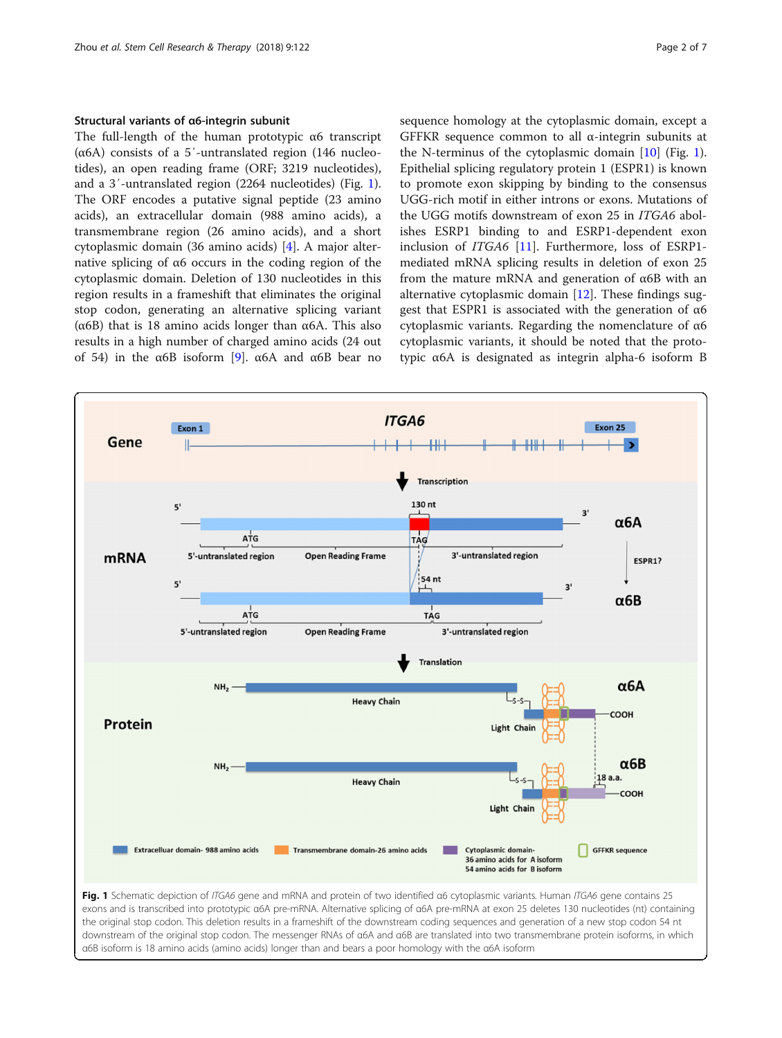### Structural variants of α6-integrin subunit

The full-length of the human prototypic α6 transcript (α6A) consists of a 5′-untranslated region (146 nucleotides), an open reading frame (ORF; 3219 nucleotides), and a 3′-untranslated region (2264 nucleotides) (Fig. 1). The ORF encodes a putative signal peptide (23 amino acids), an extracellular domain (988 amino acids), a transmembrane region (26 amino acids), and a short cytoplasmic domain (36 amino acids) [4]. A major alternative splicing of α6 occurs in the coding region of the cytoplasmic domain. Deletion of 130 nucleotides in this region results in a frameshift that eliminates the original stop codon, generating an alternative splicing variant (α6B) that is 18 amino acids longer than α6A. This also results in a high number of charged amino acids (24 out of 54) in the α6B isoform [9]. α6A and α6B bear no sequence homology at the cytoplasmic domain, except a GFFKR sequence common to all α-integrin subunits at the N-terminus of the cytoplasmic domain [10] (Fig. 1). Epithelial splicing regulatory protein 1 (ESPR1) is known to promote exon skipping by binding to the consensus UGG-rich motif in either introns or exons. Mutations of the UGG motifs downstream of exon 25 in *ITGA6* abolishes ESRP1 binding to and ESRP1-dependent exon inclusion of *ITGA6* [11]. Furthermore, loss of ESRP1-mediated mRNA splicing results in deletion of exon 25 from the mature mRNA and generation of α6B with an alternative cytoplasmic domain [12]. These findings suggest that ESPR1 is associated with the generation of α6 cytoplasmic variants. Regarding the nomenclature of α6 cytoplasmic variants, it should be noted that the prototypic α6A is designated as integrin alpha-6 isoform B

**Fig. 1** Schematic depiction of *ITGA6* gene and mRNA and protein of two identified α6 cytoplasmic variants. Human *ITGA6* gene contains 25 exons and is transcribed into prototypic α6A pre-mRNA. Alternative splicing of α6A pre-mRNA at exon 25 deletes 130 nucleotides (nt) containing the original stop codon. This deletion results in a frameshift of the downstream coding sequences and generation of a new stop codon 54 nt downstream of the original stop codon. The messenger RNAs of α6A and α6B are translated into two transmembrane protein isoforms, in which α6B isoform is 18 amino acids (amino acids) longer than and bears a poor homology with the α6A isoform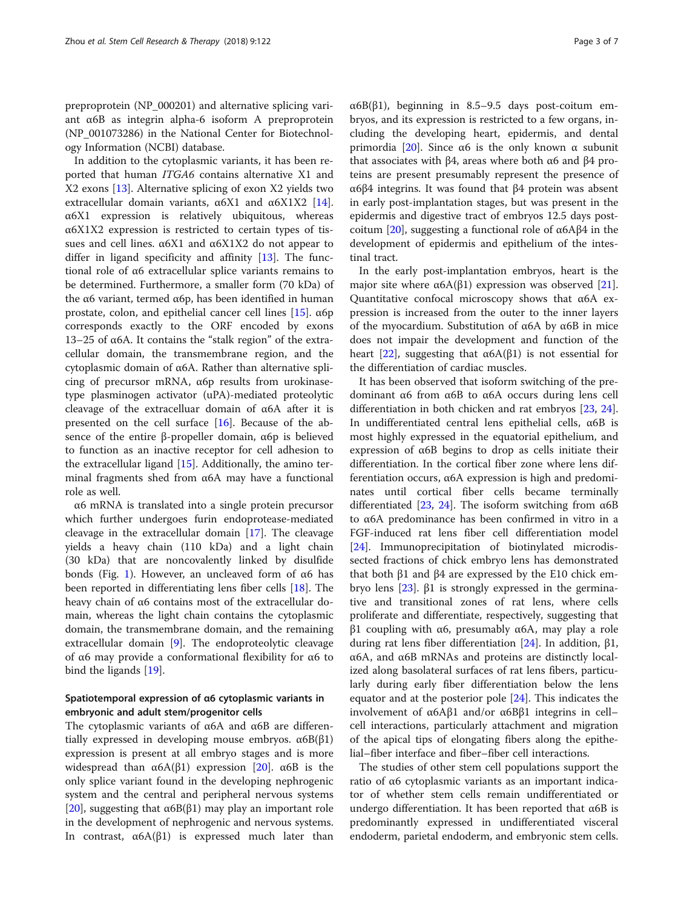preproprotein (NP_000201) and alternative splicing variant α6B as integrin alpha-6 isoform A preproprotein (NP_001073286) in the National Center for Biotechnology Information (NCBI) database.

In addition to the cytoplasmic variants, it has been reported that human *ITGA6* contains alternative X1 and X2 exons [13]. Alternative splicing of exon X2 yields two extracellular domain variants, α6X1 and α6X1X2 [14]. α6X1 expression is relatively ubiquitous, whereas α6X1X2 expression is restricted to certain types of tissues and cell lines. α6X1 and α6X1X2 do not appear to differ in ligand specificity and affinity [13]. The functional role of α6 extracellular splice variants remains to be determined. Furthermore, a smaller form (70 kDa) of the α6 variant, termed α6p, has been identified in human prostate, colon, and epithelial cancer cell lines [15]. α6p corresponds exactly to the ORF encoded by exons 13–25 of α6A. It contains the "stalk region" of the extracellular domain, the transmembrane region, and the cytoplasmic domain of α6A. Rather than alternative splicing of precursor mRNA, α6p results from urokinase-type plasminogen activator (uPA)-mediated proteolytic cleavage of the extracelluar domain of α6A after it is presented on the cell surface [16]. Because of the absence of the entire β-propeller domain, α6p is believed to function as an inactive receptor for cell adhesion to the extracellular ligand [15]. Additionally, the amino terminal fragments shed from α6A may have a functional role as well.

α6 mRNA is translated into a single protein precursor which further undergoes furin endoprotease-mediated cleavage in the extracellular domain [17]. The cleavage yields a heavy chain (110 kDa) and a light chain (30 kDa) that are noncovalently linked by disulfide bonds (Fig. 1). However, an uncleaved form of α6 has been reported in differentiating lens fiber cells [18]. The heavy chain of α6 contains most of the extracellular domain, whereas the light chain contains the cytoplasmic domain, the transmembrane domain, and the remaining extracellular domain [9]. The endoproteolytic cleavage of α6 may provide a conformational flexibility for α6 to bind the ligands [19].

## Spatiotemporal expression of α6 cytoplasmic variants in embryonic and adult stem/progenitor cells

The cytoplasmic variants of α6A and α6B are differentially expressed in developing mouse embryos. α6B(β1) expression is present at all embryo stages and is more widespread than α6A(β1) expression [20]. α6B is the only splice variant found in the developing nephrogenic system and the central and peripheral nervous systems [20], suggesting that α6B(β1) may play an important role in the development of nephrogenic and nervous systems. In contrast, α6A(β1) is expressed much later than α6B(β1), beginning in 8.5–9.5 days post-coitum embryos, and its expression is restricted to a few organs, including the developing heart, epidermis, and dental primordia [20]. Since α6 is the only known α subunit that associates with β4, areas where both α6 and β4 proteins are present presumably represent the presence of α6β4 integrins. It was found that β4 protein was absent in early post-implantation stages, but was present in the epidermis and digestive tract of embryos 12.5 days post-coitum [20], suggesting a functional role of α6Aβ4 in the development of epidermis and epithelium of the intestinal tract.

In the early post-implantation embryos, heart is the major site where α6A(β1) expression was observed [21]. Quantitative confocal microscopy shows that α6A expression is increased from the outer to the inner layers of the myocardium. Substitution of α6A by α6B in mice does not impair the development and function of the heart [22], suggesting that α6A(β1) is not essential for the differentiation of cardiac muscles.

It has been observed that isoform switching of the predominant α6 from α6B to α6A occurs during lens cell differentiation in both chicken and rat embryos [23, 24]. In undifferentiated central lens epithelial cells, α6B is most highly expressed in the equatorial epithelium, and expression of α6B begins to drop as cells initiate their differentiation. In the cortical fiber zone where lens differentiation occurs, α6A expression is high and predominates until cortical fiber cells became terminally differentiated [23, 24]. The isoform switching from α6B to α6A predominance has been confirmed in vitro in a FGF-induced rat lens fiber cell differentiation model [24]. Immunoprecipitation of biotinylated microdissected fractions of chick embryo lens has demonstrated that both β1 and β4 are expressed by the E10 chick embryo lens [23]. β1 is strongly expressed in the germinative and transitional zones of rat lens, where cells proliferate and differentiate, respectively, suggesting that β1 coupling with α6, presumably α6A, may play a role during rat lens fiber differentiation [24]. In addition, β1, α6A, and α6B mRNAs and proteins are distinctly localized along basolateral surfaces of rat lens fibers, particularly during early fiber differentiation below the lens equator and at the posterior pole [24]. This indicates the involvement of α6Aβ1 and/or α6Bβ1 integrins in cell–cell interactions, particularly attachment and migration of the apical tips of elongating fibers along the epithelial–fiber interface and fiber–fiber cell interactions.

The studies of other stem cell populations support the ratio of α6 cytoplasmic variants as an important indicator of whether stem cells remain undifferentiated or undergo differentiation. It has been reported that α6B is predominantly expressed in undifferentiated visceral endoderm, parietal endoderm, and embryonic stem cells.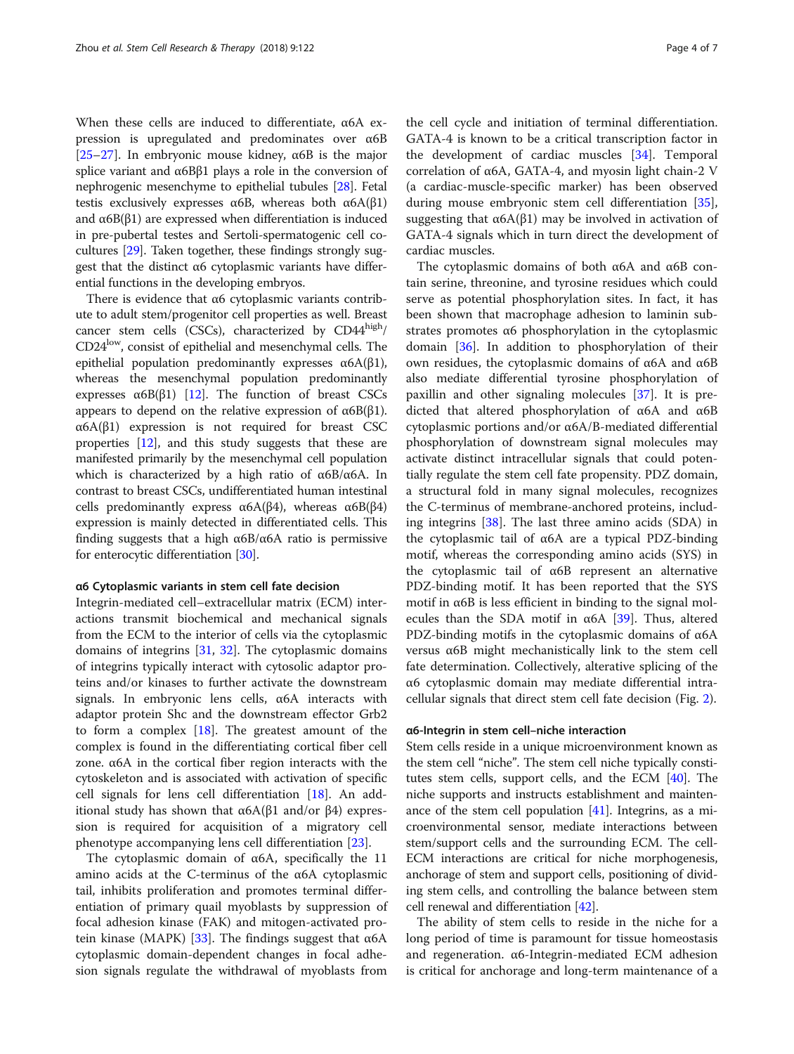When these cells are induced to differentiate, α6A expression is upregulated and predominates over α6B [25–27]. In embryonic mouse kidney, α6B is the major splice variant and α6Bβ1 plays a role in the conversion of nephrogenic mesenchyme to epithelial tubules [28]. Fetal testis exclusively expresses α6B, whereas both α6A(β1) and α6B(β1) are expressed when differentiation is induced in pre-pubertal testes and Sertoli-spermatogenic cell co-cultures [29]. Taken together, these findings strongly suggest that the distinct α6 cytoplasmic variants have differential functions in the developing embryos.

There is evidence that α6 cytoplasmic variants contribute to adult stem/progenitor cell properties as well. Breast cancer stem cells (CSCs), characterized by $CD44^{high}$/$CD24^{low}$, consist of epithelial and mesenchymal cells. The epithelial population predominantly expresses α6A(β1), whereas the mesenchymal population predominantly expresses α6B(β1) [12]. The function of breast CSCs appears to depend on the relative expression of α6B(β1). α6A(β1) expression is not required for breast CSC properties [12], and this study suggests that these are manifested primarily by the mesenchymal cell population which is characterized by a high ratio of α6B/α6A. In contrast to breast CSCs, undifferentiated human intestinal cells predominantly express α6A(β4), whereas α6B(β4) expression is mainly detected in differentiated cells. This finding suggests that a high α6B/α6A ratio is permissive for enterocytic differentiation [30].

### α6 Cytoplasmic variants in stem cell fate decision

Integrin-mediated cell–extracellular matrix (ECM) interactions transmit biochemical and mechanical signals from the ECM to the interior of cells via the cytoplasmic domains of integrins [31, 32]. The cytoplasmic domains of integrins typically interact with cytosolic adaptor proteins and/or kinases to further activate the downstream signals. In embryonic lens cells, α6A interacts with adaptor protein Shc and the downstream effector Grb2 to form a complex [18]. The greatest amount of the complex is found in the differentiating cortical fiber cell zone. α6A in the cortical fiber region interacts with the cytoskeleton and is associated with activation of specific cell signals for lens cell differentiation [18]. An additional study has shown that α6A(β1 and/or β4) expression is required for acquisition of a migratory cell phenotype accompanying lens cell differentiation [23].

The cytoplasmic domain of α6A, specifically the 11 amino acids at the C-terminus of the α6A cytoplasmic tail, inhibits proliferation and promotes terminal differentiation of primary quail myoblasts by suppression of focal adhesion kinase (FAK) and mitogen-activated protein kinase (MAPK) [33]. The findings suggest that α6A cytoplasmic domain-dependent changes in focal adhesion signals regulate the withdrawal of myoblasts from the cell cycle and initiation of terminal differentiation. GATA-4 is known to be a critical transcription factor in the development of cardiac muscles [34]. Temporal correlation of α6A, GATA-4, and myosin light chain-2 V (a cardiac-muscle-specific marker) has been observed during mouse embryonic stem cell differentiation [35], suggesting that α6A(β1) may be involved in activation of GATA-4 signals which in turn direct the development of cardiac muscles.

The cytoplasmic domains of both α6A and α6B contain serine, threonine, and tyrosine residues which could serve as potential phosphorylation sites. In fact, it has been shown that macrophage adhesion to laminin substrates promotes α6 phosphorylation in the cytoplasmic domain [36]. In addition to phosphorylation of their own residues, the cytoplasmic domains of α6A and α6B also mediate differential tyrosine phosphorylation of paxillin and other signaling molecules [37]. It is predicted that altered phosphorylation of α6A and α6B cytoplasmic portions and/or α6A/B-mediated differential phosphorylation of downstream signal molecules may activate distinct intracellular signals that could potentially regulate the stem cell fate propensity. PDZ domain, a structural fold in many signal molecules, recognizes the C-terminus of membrane-anchored proteins, including integrins [38]. The last three amino acids (SDA) in the cytoplasmic tail of α6A are a typical PDZ-binding motif, whereas the corresponding amino acids (SYS) in the cytoplasmic tail of α6B represent an alternative PDZ-binding motif. It has been reported that the SYS motif in α6B is less efficient in binding to the signal molecules than the SDA motif in α6A [39]. Thus, altered PDZ-binding motifs in the cytoplasmic domains of α6A versus α6B might mechanistically link to the stem cell fate determination. Collectively, alterative splicing of the α6 cytoplasmic domain may mediate differential intracellular signals that direct stem cell fate decision (Fig. 2).

### α6-Integrin in stem cell–niche interaction

Stem cells reside in a unique microenvironment known as the stem cell "niche". The stem cell niche typically constitutes stem cells, support cells, and the ECM [40]. The niche supports and instructs establishment and maintenance of the stem cell population [41]. Integrins, as a microenvironmental sensor, mediate interactions between stem/support cells and the surrounding ECM. The cell-ECM interactions are critical for niche morphogenesis, anchorage of stem and support cells, positioning of dividing stem cells, and controlling the balance between stem cell renewal and differentiation [42].

The ability of stem cells to reside in the niche for a long period of time is paramount for tissue homeostasis and regeneration. α6-Integrin-mediated ECM adhesion is critical for anchorage and long-term maintenance of a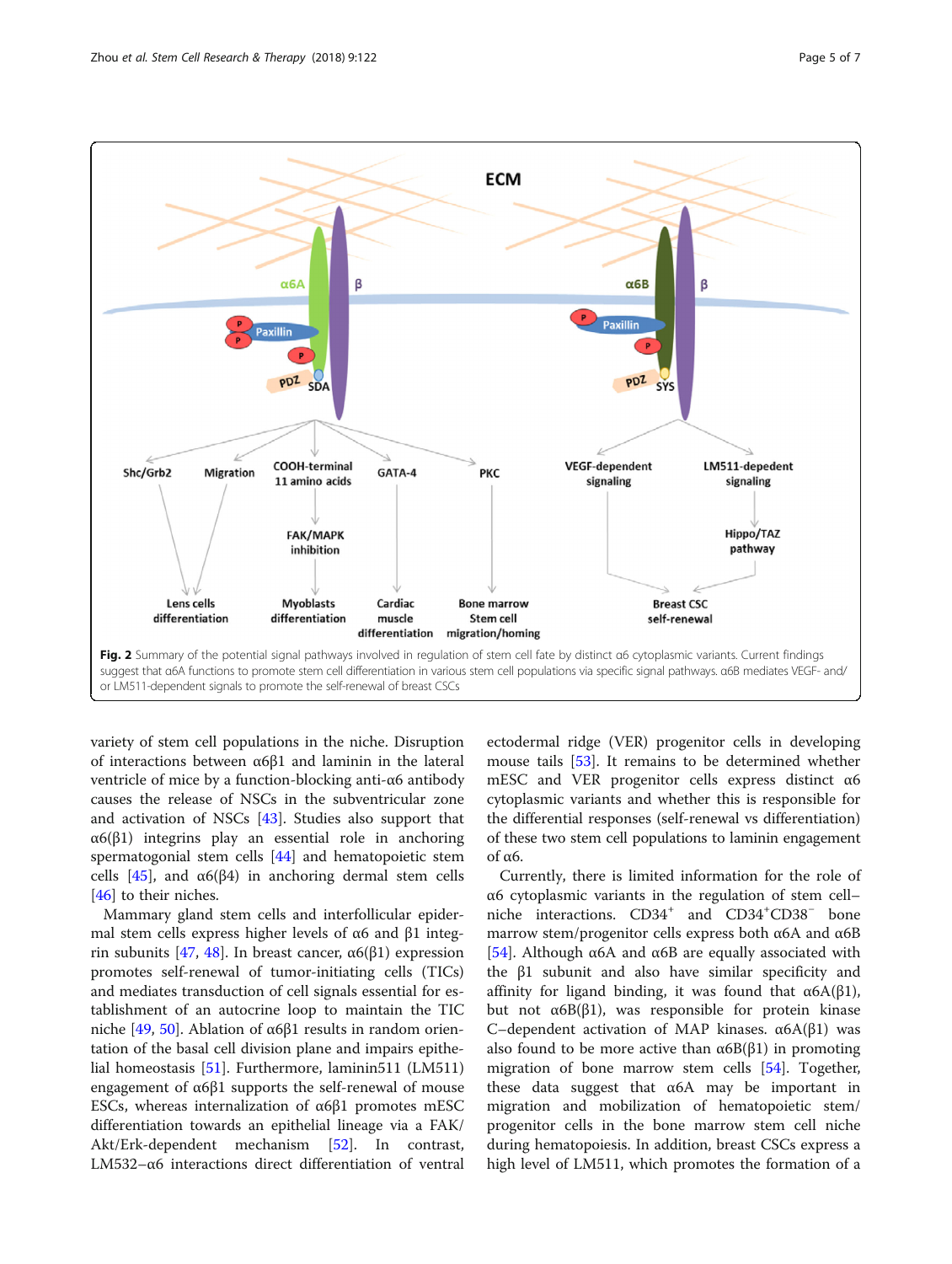**Fig. 2** Summary of the potential signal pathways involved in regulation of stem cell fate by distinct α6 cytoplasmic variants. Current findings suggest that α6A functions to promote stem cell differentiation in various stem cell populations via specific signal pathways. α6B mediates VEGF- and/or LM511-dependent signals to promote the self-renewal of breast CSCs

variety of stem cell populations in the niche. Disruption of interactions between α6β1 and laminin in the lateral ventricle of mice by a function-blocking anti-α6 antibody causes the release of NSCs in the subventricular zone and activation of NSCs [43]. Studies also support that α6(β1) integrins play an essential role in anchoring spermatogonial stem cells [44] and hematopoietic stem cells [45], and α6(β4) in anchoring dermal stem cells [46] to their niches.

Mammary gland stem cells and interfollicular epidermal stem cells express higher levels of α6 and β1 integrin subunits [47, 48]. In breast cancer, α6(β1) expression promotes self-renewal of tumor-initiating cells (TICs) and mediates transduction of cell signals essential for establishment of an autocrine loop to maintain the TIC niche [49, 50]. Ablation of α6β1 results in random orientation of the basal cell division plane and impairs epithelial homeostasis [51]. Furthermore, laminin511 (LM511) engagement of α6β1 supports the self-renewal of mouse ESCs, whereas internalization of α6β1 promotes mESC differentiation towards an epithelial lineage via a FAK/Akt/Erk-dependent mechanism [52]. In contrast, LM532–α6 interactions direct differentiation of ventral ectodermal ridge (VER) progenitor cells in developing mouse tails [53]. It remains to be determined whether mESC and VER progenitor cells express distinct α6 cytoplasmic variants and whether this is responsible for the differential responses (self-renewal vs differentiation) of these two stem cell populations to laminin engagement of α6.

Currently, there is limited information for the role of α6 cytoplasmic variants in the regulation of stem cell–niche interactions. $CD34^+$ and $CD34^+CD38^-$ bone marrow stem/progenitor cells express both α6A and α6B [54]. Although α6A and α6B are equally associated with the β1 subunit and also have similar specificity and affinity for ligand binding, it was found that α6A(β1), but not α6B(β1), was responsible for protein kinase C–dependent activation of MAP kinases. α6A(β1) was also found to be more active than α6B(β1) in promoting migration of bone marrow stem cells [54]. Together, these data suggest that α6A may be important in migration and mobilization of hematopoietic stem/progenitor cells in the bone marrow stem cell niche during hematopoiesis. In addition, breast CSCs express a high level of LM511, which promotes the formation of a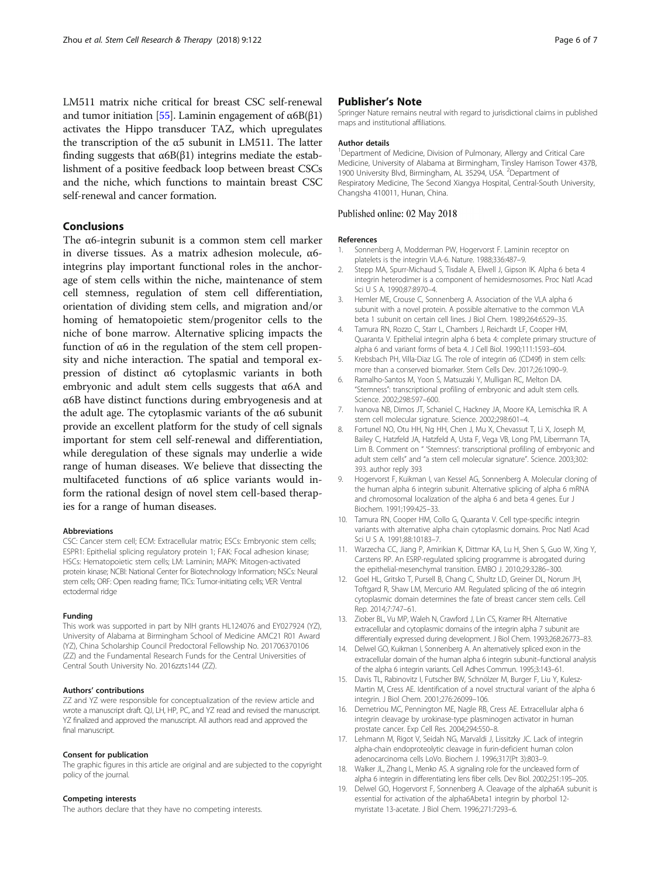LM511 matrix niche critical for breast CSC self-renewal and tumor initiation [55]. Laminin engagement of α6B(β1) activates the Hippo transducer TAZ, which upregulates the transcription of the α5 subunit in LM511. The latter finding suggests that α6B(β1) integrins mediate the establishment of a positive feedback loop between breast CSCs and the niche, which functions to maintain breast CSC self-renewal and cancer formation.

## Conclusions

The α6-integrin subunit is a common stem cell marker in diverse tissues. As a matrix adhesion molecule, α6-integrins play important functional roles in the anchorage of stem cells within the niche, maintenance of stem cell stemness, regulation of stem cell differentiation, orientation of dividing stem cells, and migration and/or homing of hematopoietic stem/progenitor cells to the niche of bone marrow. Alternative splicing impacts the function of α6 in the regulation of the stem cell propensity and niche interaction. The spatial and temporal expression of distinct α6 cytoplasmic variants in both embryonic and adult stem cells suggests that α6A and α6B have distinct functions during embryogenesis and at the adult age. The cytoplasmic variants of the α6 subunit provide an excellent platform for the study of cell signals important for stem cell self-renewal and differentiation, while deregulation of these signals may underlie a wide range of human diseases. We believe that dissecting the multifaceted functions of α6 splice variants would inform the rational design of novel stem cell-based therapies for a range of human diseases.

#### Abbreviations

CSC: Cancer stem cell; ECM: Extracellular matrix; ESCs: Embryonic stem cells; ESPR1: Epithelial splicing regulatory protein 1; FAK: Focal adhesion kinase; HSCs: Hematopoietic stem cells; LM: Laminin; MAPK: Mitogen-activated protein kinase; NCBI: National Center for Biotechnology Information; NSCs: Neural stem cells; ORF: Open reading frame; TICs: Tumor-initiating cells; VER: Ventral ectodermal ridge

#### Funding

This work was supported in part by NIH grants HL124076 and EY027924 (YZ), University of Alabama at Birmingham School of Medicine AMC21 R01 Award (YZ), China Scholarship Council Predoctoral Fellowship No. 201706370106 (ZZ) and the Fundamental Research Funds for the Central Universities of Central South University No. 2016zzts144 (ZZ).

#### Authors' contributions

ZZ and YZ were responsible for conceptualization of the review article and wrote a manuscript draft. QJ, LH, HP, PC, and YZ read and revised the manuscript. YZ finalized and approved the manuscript. All authors read and approved the final manuscript.

#### Consent for publication

The graphic figures in this article are original and are subjected to the copyright policy of the journal.

#### Competing interests

The authors declare that they have no competing interests.

## Publisher's Note

Springer Nature remains neutral with regard to jurisdictional claims in published maps and institutional affiliations.

#### Author details

[1]Department of Medicine, Division of Pulmonary, Allergy and Critical Care Medicine, University of Alabama at Birmingham, Tinsley Harrison Tower 437B, 1900 University Blvd, Birmingham, AL 35294, USA. [2]Department of Respiratory Medicine, The Second Xiangya Hospital, Central-South University, Changsha 410011, Hunan, China.

Published online: 02 May 2018

#### References

1. Sonnenberg A, Modderman PW, Hogervorst F. Laminin receptor on platelets is the integrin VLA-6. Nature. 1988;336:487–9.
2. Stepp MA, Spurr-Michaud S, Tisdale A, Elwell J, Gipson IK. Alpha 6 beta 4 integrin heterodimer is a component of hemidesmosomes. Proc Natl Acad Sci U S A. 1990;87:8970–4.
3. Hemler ME, Crouse C, Sonnenberg A. Association of the VLA alpha 6 subunit with a novel protein. A possible alternative to the common VLA beta 1 subunit on certain cell lines. J Biol Chem. 1989;264:6529–35.
4. Tamura RN, Rozzo C, Starr L, Chambers J, Reichardt LF, Cooper HM, Quaranta V. Epithelial integrin alpha 6 beta 4: complete primary structure of alpha 6 and variant forms of beta 4. J Cell Biol. 1990;111:1593–604.
5. Krebsbach PH, Villa-Diaz LG. The role of integrin α6 (CD49f) in stem cells: more than a conserved biomarker. Stem Cells Dev. 2017;26:1090–9.
6. Ramalho-Santos M, Yoon S, Matsuzaki Y, Mulligan RC, Melton DA. "Stemness": transcriptional profiling of embryonic and adult stem cells. Science. 2002;298:597–600.
7. Ivanova NB, Dimos JT, Schaniel C, Hackney JA, Moore KA, Lemischka IR. A stem cell molecular signature. Science. 2002;298:601–4.
8. Fortunel NO, Otu HH, Ng HH, Chen J, Mu X, Chevassut T, Li X, Joseph M, Bailey C, Hatzfeld JA, Hatzfeld A, Usta F, Vega VB, Long PM, Libermann TA, Lim B. Comment on " 'Stemness': transcriptional profiling of embryonic and adult stem cells" and "a stem cell molecular signature". Science. 2003;302: 393. author reply 393
9. Hogervorst F, Kuikman I, van Kessel AG, Sonnenberg A. Molecular cloning of the human alpha 6 integrin subunit. Alternative splicing of alpha 6 mRNA and chromosomal localization of the alpha 6 and beta 4 genes. Eur J Biochem. 1991;199:425–33.
10. Tamura RN, Cooper HM, Collo G, Quaranta V. Cell type-specific integrin variants with alternative alpha chain cytoplasmic domains. Proc Natl Acad Sci U S A. 1991;88:10183–7.
11. Warzecha CC, Jiang P, Amirikian K, Dittmar KA, Lu H, Shen S, Guo W, Xing Y, Carstens RP. An ESRP-regulated splicing programme is abrogated during the epithelial-mesenchymal transition. EMBO J. 2010;29:3286–300.
12. Goel HL, Gritsko T, Pursell B, Chang C, Shultz LD, Greiner DL, Norum JH, Toftgard R, Shaw LM, Mercurio AM. Regulated splicing of the α6 integrin cytoplasmic domain determines the fate of breast cancer stem cells. Cell Rep. 2014;7:747–61.
13. Ziober BL, Vu MP, Waleh N, Crawford J, Lin CS, Kramer RH. Alternative extracellular and cytoplasmic domains of the integrin alpha 7 subunit are differentially expressed during development. J Biol Chem. 1993;268:26773–83.
14. Delwel GO, Kuikman I, Sonnenberg A. An alternatively spliced exon in the extracellular domain of the human alpha 6 integrin subunit–functional analysis of the alpha 6 integrin variants. Cell Adhes Commun. 1995;3:143–61.
15. Davis TL, Rabinovitz I, Futscher BW, Schnölzer M, Burger F, Liu Y, Kulesz-Martin M, Cress AE. Identification of a novel structural variant of the alpha 6 integrin. J Biol Chem. 2001;276:26099–106.
16. Demetriou MC, Pennington ME, Nagle RB, Cress AE. Extracellular alpha 6 integrin cleavage by urokinase-type plasminogen activator in human prostate cancer. Exp Cell Res. 2004;294:550–8.
17. Lehmann M, Rigot V, Seidah NG, Marvaldi J, Lissitzky JC. Lack of integrin alpha-chain endoproteolytic cleavage in furin-deficient human colon adenocarcinoma cells LoVo. Biochem J. 1996;317(Pt 3):803–9.
18. Walker JL, Zhang L, Menko AS. A signaling role for the uncleaved form of alpha 6 integrin in differentiating lens fiber cells. Dev Biol. 2002;251:195–205.
19. Delwel GO, Hogervorst F, Sonnenberg A. Cleavage of the alpha6A subunit is essential for activation of the alpha6Abeta1 integrin by phorbol 12-myristate 13-acetate. J Biol Chem. 1996;271:7293–6.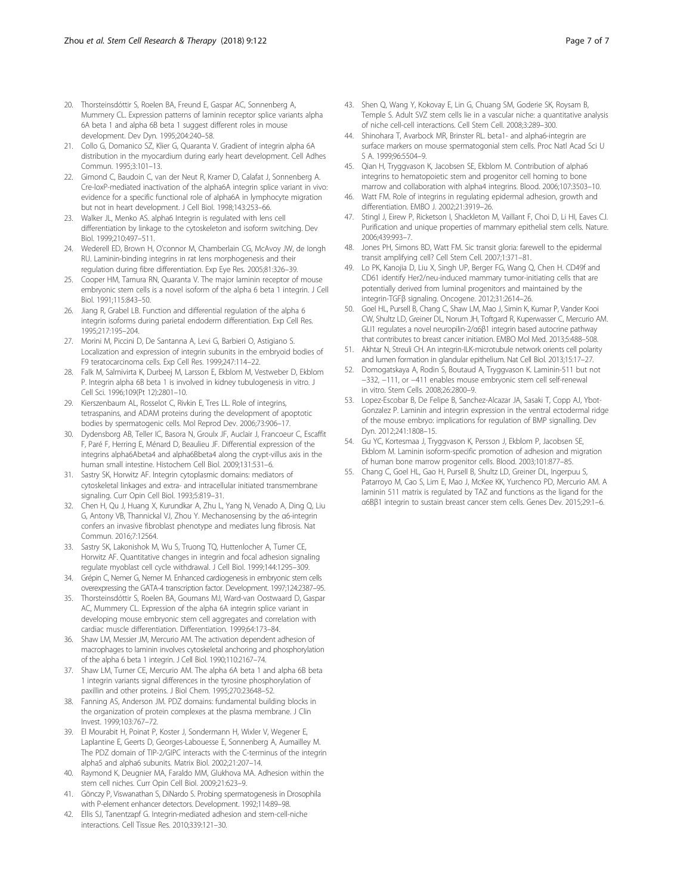20. Thorsteinsdóttir S, Roelen BA, Freund E, Gaspar AC, Sonnenberg A, Mummery CL. Expression patterns of laminin receptor splice variants alpha 6A beta 1 and alpha 6B beta 1 suggest different roles in mouse development. Dev Dyn. 1995;204:240–58.
21. Collo G, Domanico SZ, Klier G, Quaranta V. Gradient of integrin alpha 6A distribution in the myocardium during early heart development. Cell Adhes Commun. 1995;3:101–13.
22. Gimond C, Baudoin C, van der Neut R, Kramer D, Calafat J, Sonnenberg A. Cre-loxP-mediated inactivation of the alpha6A integrin splice variant in vivo: evidence for a specific functional role of alpha6A in lymphocyte migration but not in heart development. J Cell Biol. 1998;143:253–66.
23. Walker JL, Menko AS. alpha6 Integrin is regulated with lens cell differentiation by linkage to the cytoskeleton and isoform switching. Dev Biol. 1999;210:497–511.
24. Wederell ED, Brown H, O'connor M, Chamberlain CG, McAvoy JW, de Iongh RU. Laminin-binding integrins in rat lens morphogenesis and their regulation during fibre differentiation. Exp Eye Res. 2005;81:326–39.
25. Cooper HM, Tamura RN, Quaranta V. The major laminin receptor of mouse embryonic stem cells is a novel isoform of the alpha 6 beta 1 integrin. J Cell Biol. 1991;115:843–50.
26. Jiang R, Grabel LB. Function and differential regulation of the alpha 6 integrin isoforms during parietal endoderm differentiation. Exp Cell Res. 1995;217:195–204.
27. Morini M, Piccini D, De Santanna A, Levi G, Barbieri O, Astigiano S. Localization and expression of integrin subunits in the embryoid bodies of F9 teratocarcinoma cells. Exp Cell Res. 1999;247:114–22.
28. Falk M, Salmivirta K, Durbeej M, Larsson E, Ekblom M, Vestweber D, Ekblom P. Integrin alpha 6B beta 1 is involved in kidney tubulogenesis in vitro. J Cell Sci. 1996;109(Pt 12):2801–10.
29. Kierszenbaum AL, Rosselot C, Rivkin E, Tres LL. Role of integrins, tetraspanins, and ADAM proteins during the development of apoptotic bodies by spermatogenic cells. Mol Reprod Dev. 2006;73:906–17.
30. Dydensborg AB, Teller IC, Basora N, Groulx JF, Auclair J, Francoeur C, Escaffit F, Paré F, Herring E, Ménard D, Beaulieu JF. Differential expression of the integrins alpha6Abeta4 and alpha6Bbeta4 along the crypt-villus axis in the human small intestine. Histochem Cell Biol. 2009;131:531–6.
31. Sastry SK, Horwitz AF. Integrin cytoplasmic domains: mediators of cytoskeletal linkages and extra- and intracellular initiated transmembrane signaling. Curr Opin Cell Biol. 1993;5:819–31.
32. Chen H, Qu J, Huang X, Kurundkar A, Zhu L, Yang N, Venado A, Ding Q, Liu G, Antony VB, Thannickal VJ, Zhou Y. Mechanosensing by the α6-integrin confers an invasive fibroblast phenotype and mediates lung fibrosis. Nat Commun. 2016;7:12564.
33. Sastry SK, Lakonishok M, Wu S, Truong TQ, Huttenlocher A, Turner CE, Horwitz AF. Quantitative changes in integrin and focal adhesion signaling regulate myoblast cell cycle withdrawal. J Cell Biol. 1999;144:1295–309.
34. Grépin C, Nemer G, Nemer M. Enhanced cardiogenesis in embryonic stem cells overexpressing the GATA-4 transcription factor. Development. 1997;124:2387–95.
35. Thorsteinsdóttir S, Roelen BA, Goumans MJ, Ward-van Oostwaard D, Gaspar AC, Mummery CL. Expression of the alpha 6A integrin splice variant in developing mouse embryonic stem cell aggregates and correlation with cardiac muscle differentiation. Differentiation. 1999;64:173–84.
36. Shaw LM, Messier JM, Mercurio AM. The activation dependent adhesion of macrophages to laminin involves cytoskeletal anchoring and phosphorylation of the alpha 6 beta 1 integrin. J Cell Biol. 1990;110:2167–74.
37. Shaw LM, Turner CE, Mercurio AM. The alpha 6A beta 1 and alpha 6B beta 1 integrin variants signal differences in the tyrosine phosphorylation of paxillin and other proteins. J Biol Chem. 1995;270:23648–52.
38. Fanning AS, Anderson JM. PDZ domains: fundamental building blocks in the organization of protein complexes at the plasma membrane. J Clin Invest. 1999;103:767–72.
39. El Mourabit H, Poinat P, Koster J, Sondermann H, Wixler V, Wegener E, Laplantine E, Geerts D, Georges-Labouesse E, Sonnenberg A, Aumailley M. The PDZ domain of TIP-2/GIPC interacts with the C-terminus of the integrin alpha5 and alpha6 subunits. Matrix Biol. 2002;21:207–14.
40. Raymond K, Deugnier MA, Faraldo MM, Glukhova MA. Adhesion within the stem cell niches. Curr Opin Cell Biol. 2009;21:623–9.
41. Gönczy P, Viswanathan S, DiNardo S. Probing spermatogenesis in Drosophila with P-element enhancer detectors. Development. 1992;114:89–98.
42. Ellis SJ, Tanentzapf G. Integrin-mediated adhesion and stem-cell-niche interactions. Cell Tissue Res. 2010;339:121–30.
43. Shen Q, Wang Y, Kokovay E, Lin G, Chuang SM, Goderie SK, Roysam B, Temple S. Adult SVZ stem cells lie in a vascular niche: a quantitative analysis of niche cell-cell interactions. Cell Stem Cell. 2008;3:289–300.
44. Shinohara T, Avarbock MR, Brinster RL. beta1- and alpha6-integrin are surface markers on mouse spermatogonial stem cells. Proc Natl Acad Sci U S A. 1999;96:5504–9.
45. Qian H, Tryggvason K, Jacobsen SE, Ekblom M. Contribution of alpha6 integrins to hematopoietic stem and progenitor cell homing to bone marrow and collaboration with alpha4 integrins. Blood. 2006;107:3503–10.
46. Watt FM. Role of integrins in regulating epidermal adhesion, growth and differentiation. EMBO J. 2002;21:3919–26.
47. Stingl J, Eirew P, Ricketson I, Shackleton M, Vaillant F, Choi D, Li HI, Eaves CJ. Purification and unique properties of mammary epithelial stem cells. Nature. 2006;439:993–7.
48. Jones PH, Simons BD, Watt FM. Sic transit gloria: farewell to the epidermal transit amplifying cell? Cell Stem Cell. 2007;1:371–81.
49. Lo PK, Kanojia D, Liu X, Singh UP, Berger FG, Wang Q, Chen H. CD49f and CD61 identify Her2/neu-induced mammary tumor-initiating cells that are potentially derived from luminal progenitors and maintained by the integrin-TGFβ signaling. Oncogene. 2012;31:2614–26.
50. Goel HL, Pursell B, Chang C, Shaw LM, Mao J, Simin K, Kumar P, Vander Kooi CW, Shultz LD, Greiner DL, Norum JH, Toftgard R, Kuperwasser C, Mercurio AM. GLI1 regulates a novel neuropilin-2/α6β1 integrin based autocrine pathway that contributes to breast cancer initiation. EMBO Mol Med. 2013;5:488–508.
51. Akhtar N, Streuli CH. An integrin-ILK-microtubule network orients cell polarity and lumen formation in glandular epithelium. Nat Cell Biol. 2013;15:17–27.
52. Domogatskaya A, Rodin S, Boutaud A, Tryggvason K. Laminin-511 but not −332, −111, or −411 enables mouse embryonic stem cell self-renewal in vitro. Stem Cells. 2008;26:2800–9.
53. Lopez-Escobar B, De Felipe B, Sanchez-Alcazar JA, Sasaki T, Copp AJ, Ybot-Gonzalez P. Laminin and integrin expression in the ventral ectodermal ridge of the mouse embryo: implications for regulation of BMP signalling. Dev Dyn. 2012;241:1808–15.
54. Gu YC, Kortesmaa J, Tryggvason K, Persson J, Ekblom P, Jacobsen SE, Ekblom M. Laminin isoform-specific promotion of adhesion and migration of human bone marrow progenitor cells. Blood. 2003;101:877–85.
55. Chang C, Goel HL, Gao H, Pursell B, Shultz LD, Greiner DL, Ingerpuu S, Patarroyo M, Cao S, Lim E, Mao J, McKee KK, Yurchenco PD, Mercurio AM. A laminin 511 matrix is regulated by TAZ and functions as the ligand for the α6Bβ1 integrin to sustain breast cancer stem cells. Genes Dev. 2015;29:1–6.